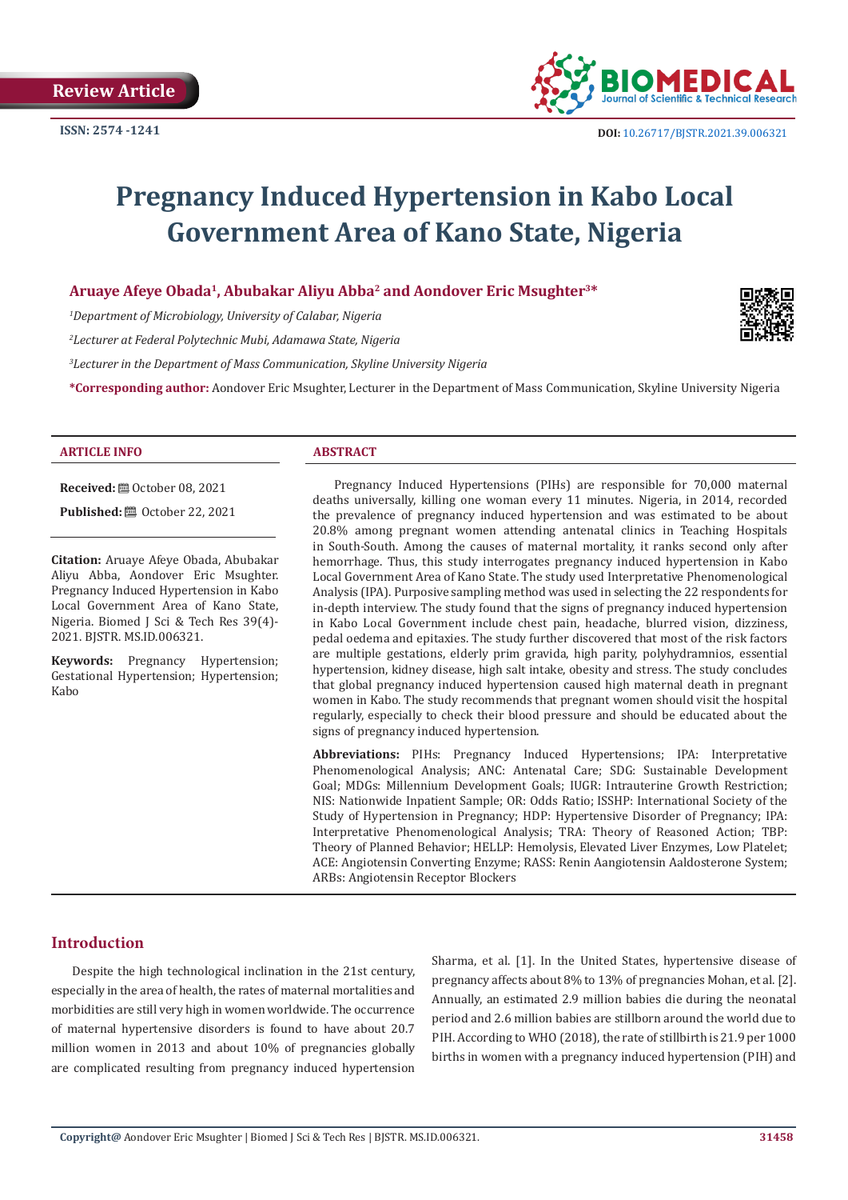Review Article

ISSN: 2574 -1241

DOI: 10.26717/BJSTR.2021.39.006321

# Pregnancy Induced Hypertension in Kabo Local Government Area of Kano State, Nigeria

**Aruaye Afeye Obada[1], Abubakar Aliyu Abba[2] and Aondover Eric Msughter[3]***

*[1]Department of Microbiology, University of Calabar, Nigeria*

*[2]Lecturer at Federal Polytechnic Mubi, Adamawa State, Nigeria*

*[3]Lecturer in the Department of Mass Communication, Skyline University Nigeria*

***Corresponding author:** Aondover Eric Msughter, Lecturer in the Department of Mass Communication, Skyline University Nigeria

## ARTICLE INFO

**Received:** October 08, 2021

**Published:** October 22, 2021

**Citation:** Aruaye Afeye Obada, Abubakar Aliyu Abba, Aondover Eric Msughter. Pregnancy Induced Hypertension in Kabo Local Government Area of Kano State, Nigeria. Biomed J Sci & Tech Res 39(4)-2021. BJSTR. MS.ID.006321.

**Keywords:** Pregnancy Hypertension; Gestational Hypertension; Hypertension; Kabo

## ABSTRACT

Pregnancy Induced Hypertensions (PIHs) are responsible for 70,000 maternal deaths universally, killing one woman every 11 minutes. Nigeria, in 2014, recorded the prevalence of pregnancy induced hypertension and was estimated to be about 20.8% among pregnant women attending antenatal clinics in Teaching Hospitals in South-South. Among the causes of maternal mortality, it ranks second only after hemorrhage. Thus, this study interrogates pregnancy induced hypertension in Kabo Local Government Area of Kano State. The study used Interpretative Phenomenological Analysis (IPA). Purposive sampling method was used in selecting the 22 respondents for in-depth interview. The study found that the signs of pregnancy induced hypertension in Kabo Local Government include chest pain, headache, blurred vision, dizziness, pedal oedema and epitaxies. The study further discovered that most of the risk factors are multiple gestations, elderly prim gravida, high parity, polyhydramnios, essential hypertension, kidney disease, high salt intake, obesity and stress. The study concludes that global pregnancy induced hypertension caused high maternal death in pregnant women in Kabo. The study recommends that pregnant women should visit the hospital regularly, especially to check their blood pressure and should be educated about the signs of pregnancy induced hypertension.

**Abbreviations:** PIHs: Pregnancy Induced Hypertensions; IPA: Interpretative Phenomenological Analysis; ANC: Antenatal Care; SDG: Sustainable Development Goal; MDGs: Millennium Development Goals; IUGR: Intrauterine Growth Restriction; NIS: Nationwide Inpatient Sample; OR: Odds Ratio; ISSHP: International Society of the Study of Hypertension in Pregnancy; HDP: Hypertensive Disorder of Pregnancy; IPA: Interpretative Phenomenological Analysis; TRA: Theory of Reasoned Action; TBP: Theory of Planned Behavior; HELLP: Hemolysis, Elevated Liver Enzymes, Low Platelet; ACE: Angiotensin Converting Enzyme; RASS: Renin Aangiotensin Aaldosterone System; ARBs: Angiotensin Receptor Blockers

## Introduction

Despite the high technological inclination in the 21st century, especially in the area of health, the rates of maternal mortalities and morbidities are still very high in women worldwide. The occurrence of maternal hypertensive disorders is found to have about 20.7 million women in 2013 and about 10% of pregnancies globally are complicated resulting from pregnancy induced hypertension Sharma, et al. [1]. In the United States, hypertensive disease of pregnancy affects about 8% to 13% of pregnancies Mohan, et al. [2]. Annually, an estimated 2.9 million babies die during the neonatal period and 2.6 million babies are stillborn around the world due to PIH. According to WHO (2018), the rate of stillbirth is 21.9 per 1000 births in women with a pregnancy induced hypertension (PIH) and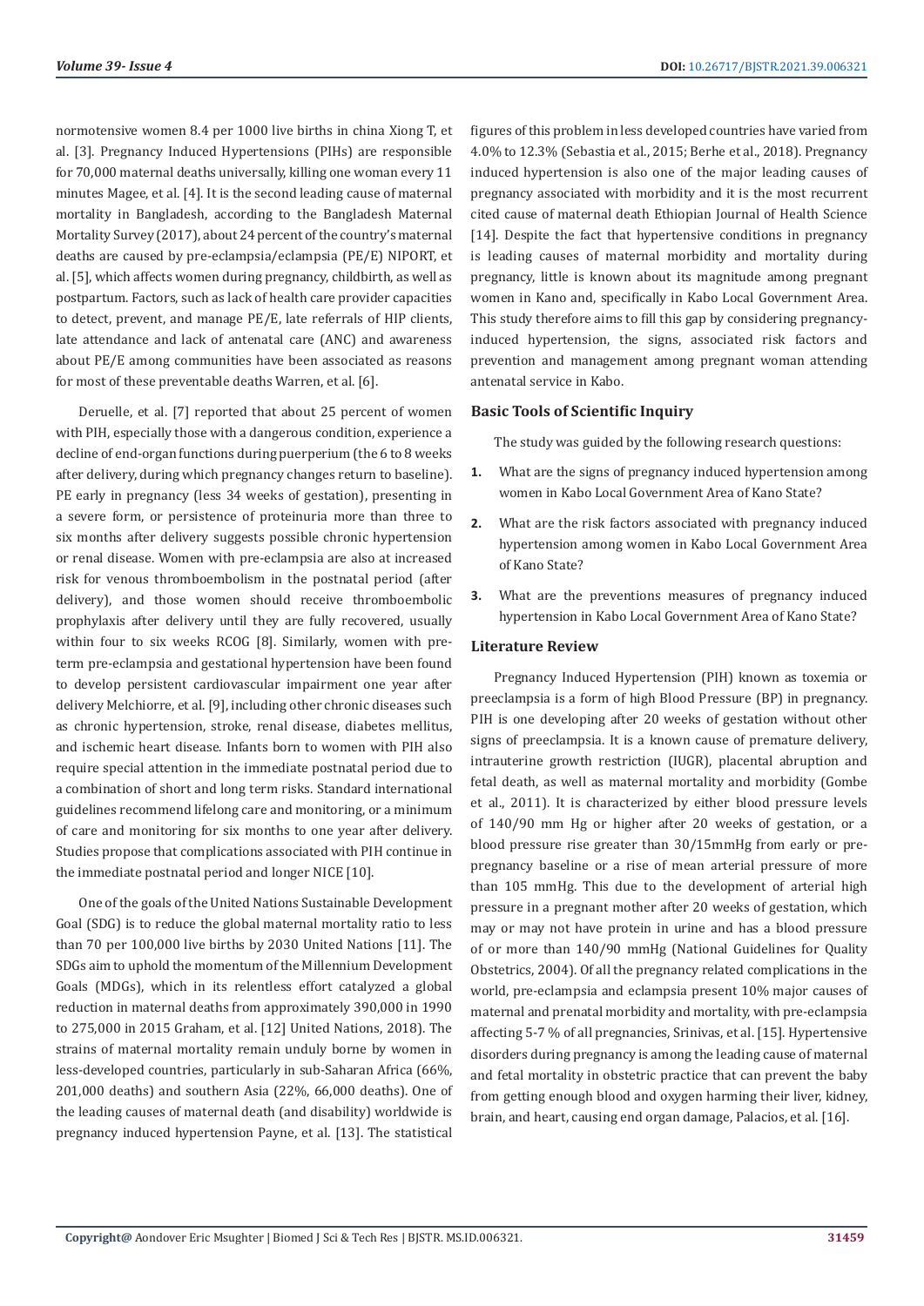normotensive women 8.4 per 1000 live births in china Xiong T, et al. [3]. Pregnancy Induced Hypertensions (PIHs) are responsible for 70,000 maternal deaths universally, killing one woman every 11 minutes Magee, et al. [4]. It is the second leading cause of maternal mortality in Bangladesh, according to the Bangladesh Maternal Mortality Survey (2017), about 24 percent of the country's maternal deaths are caused by pre-eclampsia/eclampsia (PE/E) NIPORT, et al. [5], which affects women during pregnancy, childbirth, as well as postpartum. Factors, such as lack of health care provider capacities to detect, prevent, and manage PE/E, late referrals of HIP clients, late attendance and lack of antenatal care (ANC) and awareness about PE/E among communities have been associated as reasons for most of these preventable deaths Warren, et al. [6].

Deruelle, et al. [7] reported that about 25 percent of women with PIH, especially those with a dangerous condition, experience a decline of end-organ functions during puerperium (the 6 to 8 weeks after delivery, during which pregnancy changes return to baseline). PE early in pregnancy (less 34 weeks of gestation), presenting in a severe form, or persistence of proteinuria more than three to six months after delivery suggests possible chronic hypertension or renal disease. Women with pre-eclampsia are also at increased risk for venous thromboembolism in the postnatal period (after delivery), and those women should receive thromboembolic prophylaxis after delivery until they are fully recovered, usually within four to six weeks RCOG [8]. Similarly, women with pre-term pre-eclampsia and gestational hypertension have been found to develop persistent cardiovascular impairment one year after delivery Melchiorre, et al. [9], including other chronic diseases such as chronic hypertension, stroke, renal disease, diabetes mellitus, and ischemic heart disease. Infants born to women with PIH also require special attention in the immediate postnatal period due to a combination of short and long term risks. Standard international guidelines recommend lifelong care and monitoring, or a minimum of care and monitoring for six months to one year after delivery. Studies propose that complications associated with PIH continue in the immediate postnatal period and longer NICE [10].

One of the goals of the United Nations Sustainable Development Goal (SDG) is to reduce the global maternal mortality ratio to less than 70 per 100,000 live births by 2030 United Nations [11]. The SDGs aim to uphold the momentum of the Millennium Development Goals (MDGs), which in its relentless effort catalyzed a global reduction in maternal deaths from approximately 390,000 in 1990 to 275,000 in 2015 Graham, et al. [12] United Nations, 2018). The strains of maternal mortality remain unduly borne by women in less-developed countries, particularly in sub-Saharan Africa (66%, 201,000 deaths) and southern Asia (22%, 66,000 deaths). One of the leading causes of maternal death (and disability) worldwide is pregnancy induced hypertension Payne, et al. [13]. The statistical figures of this problem in less developed countries have varied from 4.0% to 12.3% (Sebastia et al., 2015; Berhe et al., 2018). Pregnancy induced hypertension is also one of the major leading causes of pregnancy associated with morbidity and it is the most recurrent cited cause of maternal death Ethiopian Journal of Health Science [14]. Despite the fact that hypertensive conditions in pregnancy is leading causes of maternal morbidity and mortality during pregnancy, little is known about its magnitude among pregnant women in Kano and, specifically in Kabo Local Government Area. This study therefore aims to fill this gap by considering pregnancy-induced hypertension, the signs, associated risk factors and prevention and management among pregnant woman attending antenatal service in Kabo.

## Basic Tools of Scientific Inquiry

The study was guided by the following research questions:

1. What are the signs of pregnancy induced hypertension among women in Kabo Local Government Area of Kano State?
2. What are the risk factors associated with pregnancy induced hypertension among women in Kabo Local Government Area of Kano State?
3. What are the preventions measures of pregnancy induced hypertension in Kabo Local Government Area of Kano State?

## Literature Review

Pregnancy Induced Hypertension (PIH) known as toxemia or preeclampsia is a form of high Blood Pressure (BP) in pregnancy. PIH is one developing after 20 weeks of gestation without other signs of preeclampsia. It is a known cause of premature delivery, intrauterine growth restriction (IUGR), placental abruption and fetal death, as well as maternal mortality and morbidity (Gombe et al., 2011). It is characterized by either blood pressure levels of 140/90 mm Hg or higher after 20 weeks of gestation, or a blood pressure rise greater than 30/15mmHg from early or pre-pregnancy baseline or a rise of mean arterial pressure of more than 105 mmHg. This due to the development of arterial high pressure in a pregnant mother after 20 weeks of gestation, which may or may not have protein in urine and has a blood pressure of or more than 140/90 mmHg (National Guidelines for Quality Obstetrics, 2004). Of all the pregnancy related complications in the world, pre-eclampsia and eclampsia present 10% major causes of maternal and prenatal morbidity and mortality, with pre-eclampsia affecting 5-7 % of all pregnancies, Srinivas, et al. [15]. Hypertensive disorders during pregnancy is among the leading cause of maternal and fetal mortality in obstetric practice that can prevent the baby from getting enough blood and oxygen harming their liver, kidney, brain, and heart, causing end organ damage, Palacios, et al. [16].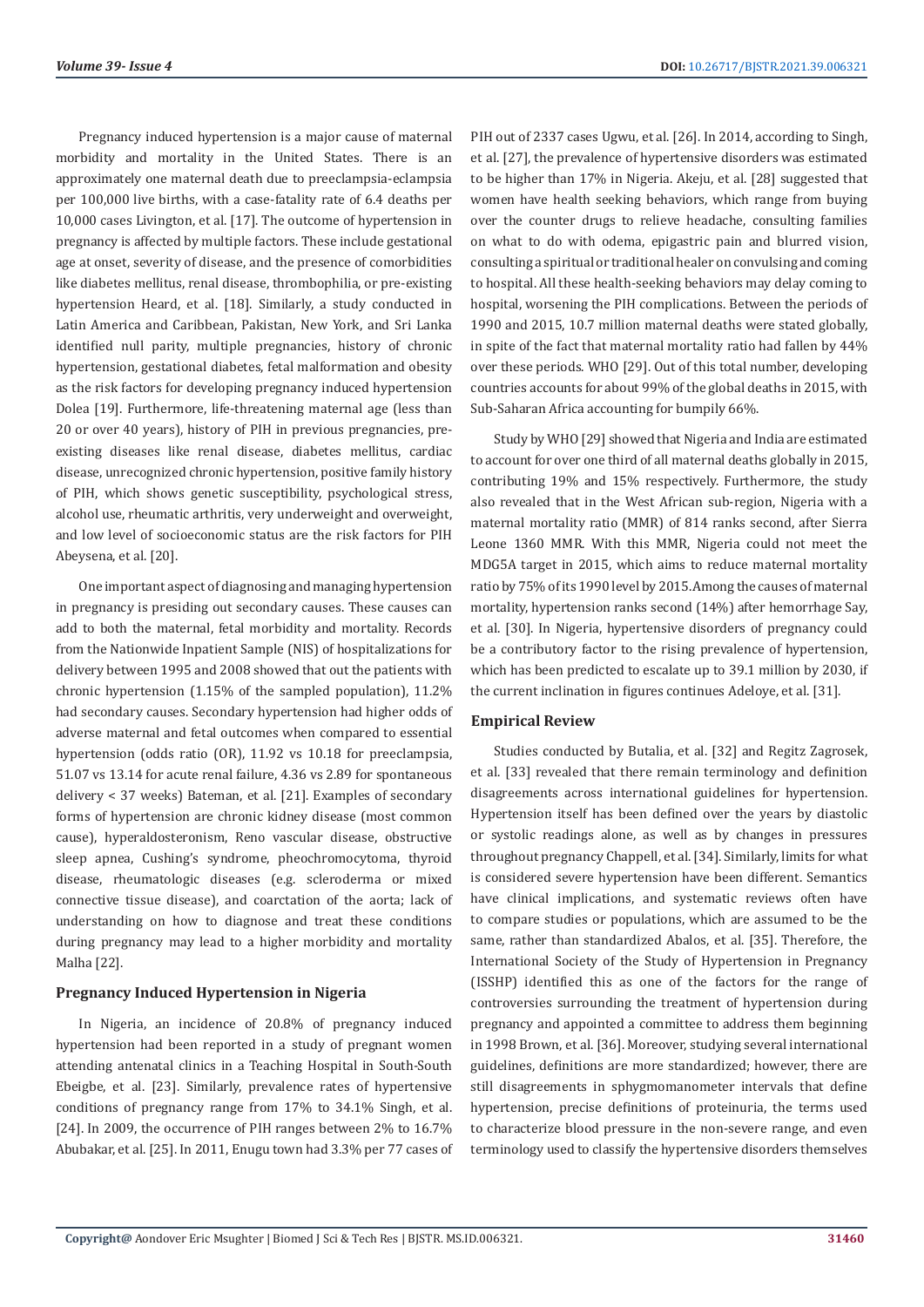Pregnancy induced hypertension is a major cause of maternal morbidity and mortality in the United States. There is an approximately one maternal death due to preeclampsia-eclampsia per 100,000 live births, with a case-fatality rate of 6.4 deaths per 10,000 cases Livington, et al. [17]. The outcome of hypertension in pregnancy is affected by multiple factors. These include gestational age at onset, severity of disease, and the presence of comorbidities like diabetes mellitus, renal disease, thrombophilia, or pre-existing hypertension Heard, et al. [18]. Similarly, a study conducted in Latin America and Caribbean, Pakistan, New York, and Sri Lanka identified null parity, multiple pregnancies, history of chronic hypertension, gestational diabetes, fetal malformation and obesity as the risk factors for developing pregnancy induced hypertension Dolea [19]. Furthermore, life-threatening maternal age (less than 20 or over 40 years), history of PIH in previous pregnancies, pre-existing diseases like renal disease, diabetes mellitus, cardiac disease, unrecognized chronic hypertension, positive family history of PIH, which shows genetic susceptibility, psychological stress, alcohol use, rheumatic arthritis, very underweight and overweight, and low level of socioeconomic status are the risk factors for PIH Abeysena, et al. [20].

One important aspect of diagnosing and managing hypertension in pregnancy is presiding out secondary causes. These causes can add to both the maternal, fetal morbidity and mortality. Records from the Nationwide Inpatient Sample (NIS) of hospitalizations for delivery between 1995 and 2008 showed that out the patients with chronic hypertension (1.15% of the sampled population), 11.2% had secondary causes. Secondary hypertension had higher odds of adverse maternal and fetal outcomes when compared to essential hypertension (odds ratio (OR), 11.92 vs 10.18 for preeclampsia, 51.07 vs 13.14 for acute renal failure, 4.36 vs 2.89 for spontaneous delivery < 37 weeks) Bateman, et al. [21]. Examples of secondary forms of hypertension are chronic kidney disease (most common cause), hyperaldosteronism, Reno vascular disease, obstructive sleep apnea, Cushing's syndrome, pheochromocytoma, thyroid disease, rheumatologic diseases (e.g. scleroderma or mixed connective tissue disease), and coarctation of the aorta; lack of understanding on how to diagnose and treat these conditions during pregnancy may lead to a higher morbidity and mortality Malha [22].

### Pregnancy Induced Hypertension in Nigeria

In Nigeria, an incidence of 20.8% of pregnancy induced hypertension had been reported in a study of pregnant women attending antenatal clinics in a Teaching Hospital in South-South Ebeigbe, et al. [23]. Similarly, prevalence rates of hypertensive conditions of pregnancy range from 17% to 34.1% Singh, et al. [24]. In 2009, the occurrence of PIH ranges between 2% to 16.7% Abubakar, et al. [25]. In 2011, Enugu town had 3.3% per 77 cases of PIH out of 2337 cases Ugwu, et al. [26]. In 2014, according to Singh, et al. [27], the prevalence of hypertensive disorders was estimated to be higher than 17% in Nigeria. Akeju, et al. [28] suggested that women have health seeking behaviors, which range from buying over the counter drugs to relieve headache, consulting families on what to do with odema, epigastric pain and blurred vision, consulting a spiritual or traditional healer on convulsing and coming to hospital. All these health-seeking behaviors may delay coming to hospital, worsening the PIH complications. Between the periods of 1990 and 2015, 10.7 million maternal deaths were stated globally, in spite of the fact that maternal mortality ratio had fallen by 44% over these periods. WHO [29]. Out of this total number, developing countries accounts for about 99% of the global deaths in 2015, with Sub-Saharan Africa accounting for bumpily 66%.

Study by WHO [29] showed that Nigeria and India are estimated to account for over one third of all maternal deaths globally in 2015, contributing 19% and 15% respectively. Furthermore, the study also revealed that in the West African sub-region, Nigeria with a maternal mortality ratio (MMR) of 814 ranks second, after Sierra Leone 1360 MMR. With this MMR, Nigeria could not meet the MDG5A target in 2015, which aims to reduce maternal mortality ratio by 75% of its 1990 level by 2015.Among the causes of maternal mortality, hypertension ranks second (14%) after hemorrhage Say, et al. [30]. In Nigeria, hypertensive disorders of pregnancy could be a contributory factor to the rising prevalence of hypertension, which has been predicted to escalate up to 39.1 million by 2030, if the current inclination in figures continues Adeloye, et al. [31].

### Empirical Review

Studies conducted by Butalia, et al. [32] and Regitz Zagrosek, et al. [33] revealed that there remain terminology and definition disagreements across international guidelines for hypertension. Hypertension itself has been defined over the years by diastolic or systolic readings alone, as well as by changes in pressures throughout pregnancy Chappell, et al. [34]. Similarly, limits for what is considered severe hypertension have been different. Semantics have clinical implications, and systematic reviews often have to compare studies or populations, which are assumed to be the same, rather than standardized Abalos, et al. [35]. Therefore, the International Society of the Study of Hypertension in Pregnancy (ISSHP) identified this as one of the factors for the range of controversies surrounding the treatment of hypertension during pregnancy and appointed a committee to address them beginning in 1998 Brown, et al. [36]. Moreover, studying several international guidelines, definitions are more standardized; however, there are still disagreements in sphygmomanometer intervals that define hypertension, precise definitions of proteinuria, the terms used to characterize blood pressure in the non-severe range, and even terminology used to classify the hypertensive disorders themselves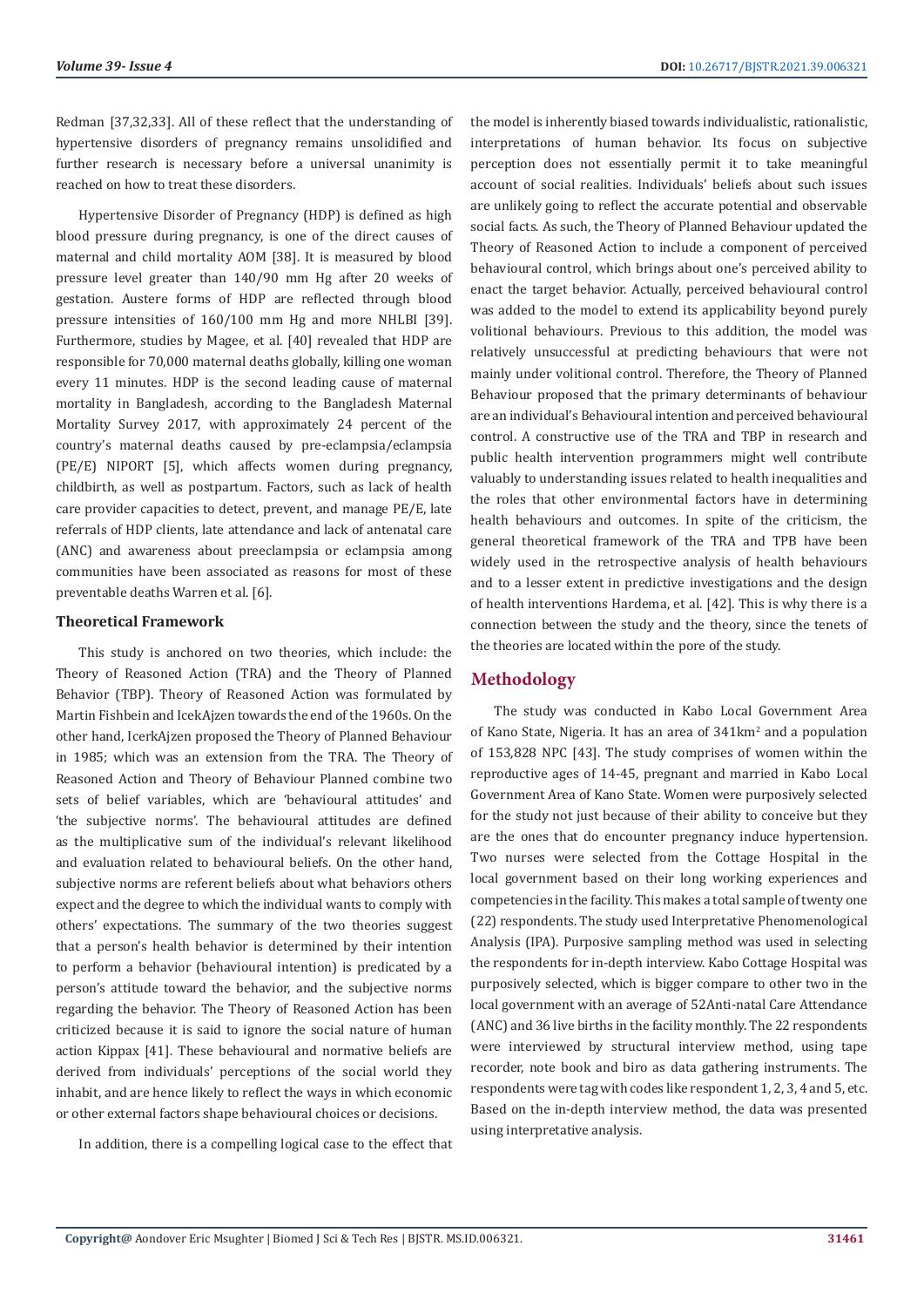Redman [37,32,33]. All of these reflect that the understanding of hypertensive disorders of pregnancy remains unsolidified and further research is necessary before a universal unanimity is reached on how to treat these disorders.

Hypertensive Disorder of Pregnancy (HDP) is defined as high blood pressure during pregnancy, is one of the direct causes of maternal and child mortality AOM [38]. It is measured by blood pressure level greater than 140/90 mm Hg after 20 weeks of gestation. Austere forms of HDP are reflected through blood pressure intensities of 160/100 mm Hg and more NHLBI [39]. Furthermore, studies by Magee, et al. [40] revealed that HDP are responsible for 70,000 maternal deaths globally, killing one woman every 11 minutes. HDP is the second leading cause of maternal mortality in Bangladesh, according to the Bangladesh Maternal Mortality Survey 2017, with approximately 24 percent of the country's maternal deaths caused by pre-eclampsia/eclampsia (PE/E) NIPORT [5], which affects women during pregnancy, childbirth, as well as postpartum. Factors, such as lack of health care provider capacities to detect, prevent, and manage PE/E, late referrals of HDP clients, late attendance and lack of antenatal care (ANC) and awareness about preeclampsia or eclampsia among communities have been associated as reasons for most of these preventable deaths Warren et al. [6].

### Theoretical Framework

This study is anchored on two theories, which include: the Theory of Reasoned Action (TRA) and the Theory of Planned Behavior (TBP). Theory of Reasoned Action was formulated by Martin Fishbein and IcekAjzen towards the end of the 1960s. On the other hand, IcerkAjzen proposed the Theory of Planned Behaviour in 1985; which was an extension from the TRA. The Theory of Reasoned Action and Theory of Behaviour Planned combine two sets of belief variables, which are 'behavioural attitudes' and 'the subjective norms'. The behavioural attitudes are defined as the multiplicative sum of the individual's relevant likelihood and evaluation related to behavioural beliefs. On the other hand, subjective norms are referent beliefs about what behaviors others expect and the degree to which the individual wants to comply with others' expectations. The summary of the two theories suggest that a person's health behavior is determined by their intention to perform a behavior (behavioural intention) is predicated by a person's attitude toward the behavior, and the subjective norms regarding the behavior. The Theory of Reasoned Action has been criticized because it is said to ignore the social nature of human action Kippax [41]. These behavioural and normative beliefs are derived from individuals' perceptions of the social world they inhabit, and are hence likely to reflect the ways in which economic or other external factors shape behavioural choices or decisions.

In addition, there is a compelling logical case to the effect that the model is inherently biased towards individualistic, rationalistic, interpretations of human behavior. Its focus on subjective perception does not essentially permit it to take meaningful account of social realities. Individuals' beliefs about such issues are unlikely going to reflect the accurate potential and observable social facts. As such, the Theory of Planned Behaviour updated the Theory of Reasoned Action to include a component of perceived behavioural control, which brings about one's perceived ability to enact the target behavior. Actually, perceived behavioural control was added to the model to extend its applicability beyond purely volitional behaviours. Previous to this addition, the model was relatively unsuccessful at predicting behaviours that were not mainly under volitional control. Therefore, the Theory of Planned Behaviour proposed that the primary determinants of behaviour are an individual's Behavioural intention and perceived behavioural control. A constructive use of the TRA and TBP in research and public health intervention programmers might well contribute valuably to understanding issues related to health inequalities and the roles that other environmental factors have in determining health behaviours and outcomes. In spite of the criticism, the general theoretical framework of the TRA and TPB have been widely used in the retrospective analysis of health behaviours and to a lesser extent in predictive investigations and the design of health interventions Hardema, et al. [42]. This is why there is a connection between the study and the theory, since the tenets of the theories are located within the pore of the study.

## Methodology

The study was conducted in Kabo Local Government Area of Kano State, Nigeria. It has an area of 341km$^2$ and a population of 153,828 NPC [43]. The study comprises of women within the reproductive ages of 14-45, pregnant and married in Kabo Local Government Area of Kano State. Women were purposively selected for the study not just because of their ability to conceive but they are the ones that do encounter pregnancy induce hypertension. Two nurses were selected from the Cottage Hospital in the local government based on their long working experiences and competencies in the facility. This makes a total sample of twenty one (22) respondents. The study used Interpretative Phenomenological Analysis (IPA). Purposive sampling method was used in selecting the respondents for in-depth interview. Kabo Cottage Hospital was purposively selected, which is bigger compare to other two in the local government with an average of 52Anti-natal Care Attendance (ANC) and 36 live births in the facility monthly. The 22 respondents were interviewed by structural interview method, using tape recorder, note book and biro as data gathering instruments. The respondents were tag with codes like respondent 1, 2, 3, 4 and 5, etc. Based on the in-depth interview method, the data was presented using interpretative analysis.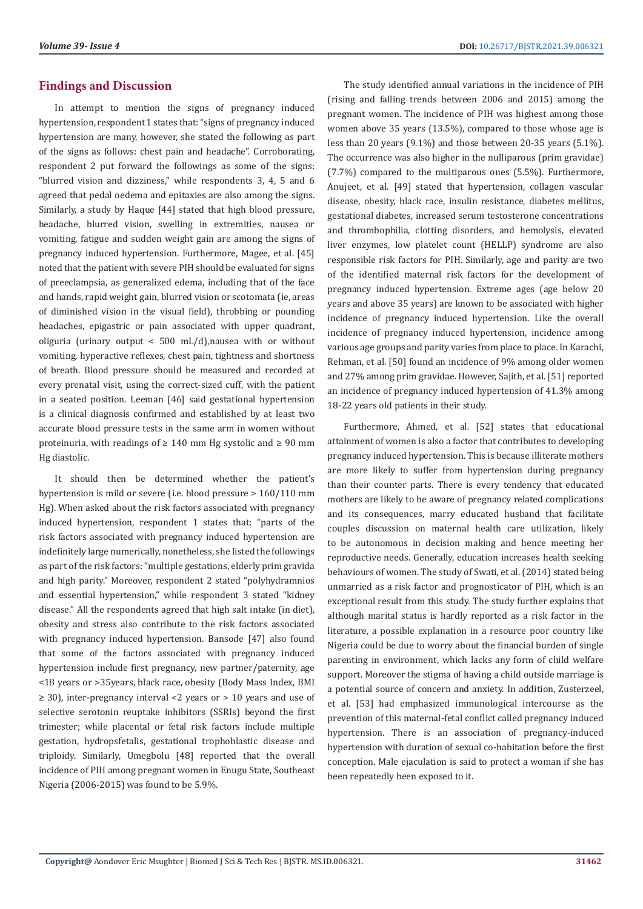## Findings and Discussion

In attempt to mention the signs of pregnancy induced hypertension, respondent 1 states that: "signs of pregnancy induced hypertension are many, however, she stated the following as part of the signs as follows: chest pain and headache". Corroborating, respondent 2 put forward the followings as some of the signs: "blurred vision and dizziness," while respondents 3, 4, 5 and 6 agreed that pedal oedema and epitaxies are also among the signs. Similarly, a study by Haque [44] stated that high blood pressure, headache, blurred vision, swelling in extremities, nausea or vomiting, fatigue and sudden weight gain are among the signs of pregnancy induced hypertension. Furthermore, Magee, et al. [45] noted that the patient with severe PIH should be evaluated for signs of preeclampsia, as generalized edema, including that of the face and hands, rapid weight gain, blurred vision or scotomata (ie, areas of diminished vision in the visual field), throbbing or pounding headaches, epigastric or pain associated with upper quadrant, oliguria (urinary output < 500 mL/d),nausea with or without vomiting, hyperactive reflexes, chest pain, tightness and shortness of breath. Blood pressure should be measured and recorded at every prenatal visit, using the correct-sized cuff, with the patient in a seated position. Leeman [46] said gestational hypertension is a clinical diagnosis confirmed and established by at least two accurate blood pressure tests in the same arm in women without proteinuria, with readings of ≥ 140 mm Hg systolic and ≥ 90 mm Hg diastolic.

It should then be determined whether the patient's hypertension is mild or severe (i.e. blood pressure > 160/110 mm Hg). When asked about the risk factors associated with pregnancy induced hypertension, respondent 1 states that: "parts of the risk factors associated with pregnancy induced hypertension are indefinitely large numerically, nonetheless, she listed the followings as part of the risk factors: "multiple gestations, elderly prim gravida and high parity." Moreover, respondent 2 stated "polyhydramnios and essential hypertension," while respondent 3 stated "kidney disease." All the respondents agreed that high salt intake (in diet), obesity and stress also contribute to the risk factors associated with pregnancy induced hypertension. Bansode [47] also found that some of the factors associated with pregnancy induced hypertension include first pregnancy, new partner/paternity, age <18 years or >35years, black race, obesity (Body Mass Index, BMI ≥ 30), inter-pregnancy interval <2 years or > 10 years and use of selective serotonin reuptake inhibitors (SSRIs) beyond the first trimester; while placental or fetal risk factors include multiple gestation, hydropsfetalis, gestational trophoblastic disease and triploidy. Similarly, Umegbolu [48] reported that the overall incidence of PIH among pregnant women in Enugu State, Southeast Nigeria (2006-2015) was found to be 5.9%.

The study identified annual variations in the incidence of PIH (rising and falling trends between 2006 and 2015) among the pregnant women. The incidence of PIH was highest among those women above 35 years (13.5%), compared to those whose age is less than 20 years (9.1%) and those between 20-35 years (5.1%). The occurrence was also higher in the nulliparous (prim gravidae) (7.7%) compared to the multiparous ones (5.5%). Furthermore, Anujeet, et al. [49] stated that hypertension, collagen vascular disease, obesity, black race, insulin resistance, diabetes mellitus, gestational diabetes, increased serum testosterone concentrations and thrombophilia, clotting disorders, and hemolysis, elevated liver enzymes, low platelet count (HELLP) syndrome are also responsible risk factors for PIH. Similarly, age and parity are two of the identified maternal risk factors for the development of pregnancy induced hypertension. Extreme ages (age below 20 years and above 35 years) are known to be associated with higher incidence of pregnancy induced hypertension. Like the overall incidence of pregnancy induced hypertension, incidence among various age groups and parity varies from place to place. In Karachi, Rehman, et al. [50] found an incidence of 9% among older women and 27% among prim gravidae. However, Sajith, et al. [51] reported an incidence of pregnancy induced hypertension of 41.3% among 18-22 years old patients in their study.

Furthermore, Ahmed, et al. [52] states that educational attainment of women is also a factor that contributes to developing pregnancy induced hypertension. This is because illiterate mothers are more likely to suffer from hypertension during pregnancy than their counter parts. There is every tendency that educated mothers are likely to be aware of pregnancy related complications and its consequences, marry educated husband that facilitate couples discussion on maternal health care utilization, likely to be autonomous in decision making and hence meeting her reproductive needs. Generally, education increases health seeking behaviours of women. The study of Swati, et al. (2014) stated being unmarried as a risk factor and prognosticator of PIH, which is an exceptional result from this study. The study further explains that although marital status is hardly reported as a risk factor in the literature, a possible explanation in a resource poor country like Nigeria could be due to worry about the financial burden of single parenting in environment, which lacks any form of child welfare support. Moreover the stigma of having a child outside marriage is a potential source of concern and anxiety. In addition, Zusterzeel, et al. [53] had emphasized immunological intercourse as the prevention of this maternal-fetal conflict called pregnancy induced hypertension. There is an association of pregnancy-induced hypertension with duration of sexual co-habitation before the first conception. Male ejaculation is said to protect a woman if she has been repeatedly been exposed to it.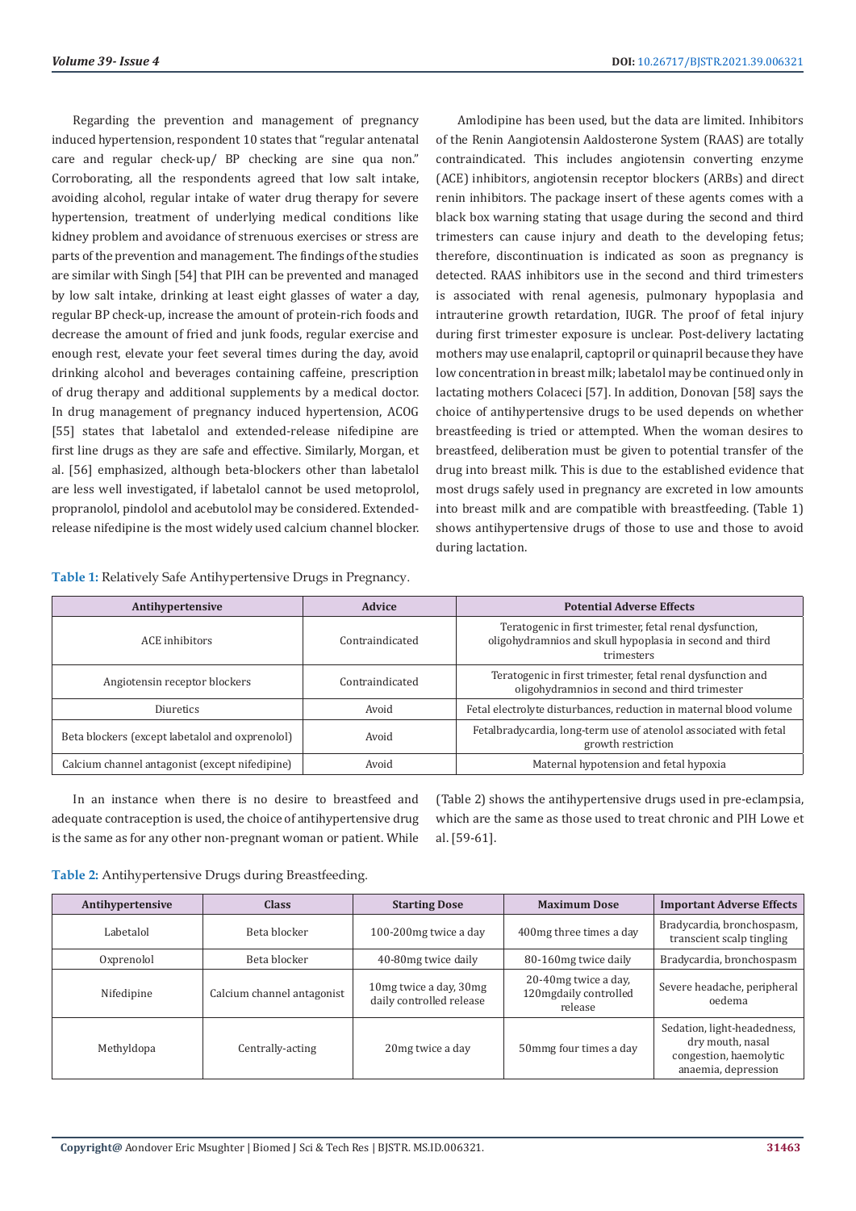Regarding the prevention and management of pregnancy induced hypertension, respondent 10 states that "regular antenatal care and regular check-up/ BP checking are sine qua non." Corroborating, all the respondents agreed that low salt intake, avoiding alcohol, regular intake of water drug therapy for severe hypertension, treatment of underlying medical conditions like kidney problem and avoidance of strenuous exercises or stress are parts of the prevention and management. The findings of the studies are similar with Singh [54] that PIH can be prevented and managed by low salt intake, drinking at least eight glasses of water a day, regular BP check-up, increase the amount of protein-rich foods and decrease the amount of fried and junk foods, regular exercise and enough rest, elevate your feet several times during the day, avoid drinking alcohol and beverages containing caffeine, prescription of drug therapy and additional supplements by a medical doctor. In drug management of pregnancy induced hypertension, ACOG [55] states that labetalol and extended-release nifedipine are first line drugs as they are safe and effective. Similarly, Morgan, et al. [56] emphasized, although beta-blockers other than labetalol are less well investigated, if labetalol cannot be used metoprolol, propranolol, pindolol and acebutolol may be considered. Extended-release nifedipine is the most widely used calcium channel blocker.

Amlodipine has been used, but the data are limited. Inhibitors of the Renin Aangiotensin Aaldosterone System (RAAS) are totally contraindicated. This includes angiotensin converting enzyme (ACE) inhibitors, angiotensin receptor blockers (ARBs) and direct renin inhibitors. The package insert of these agents comes with a black box warning stating that usage during the second and third trimesters can cause injury and death to the developing fetus; therefore, discontinuation is indicated as soon as pregnancy is detected. RAAS inhibitors use in the second and third trimesters is associated with renal agenesis, pulmonary hypoplasia and intrauterine growth retardation, IUGR. The proof of fetal injury during first trimester exposure is unclear. Post-delivery lactating mothers may use enalapril, captopril or quinapril because they have low concentration in breast milk; labetalol may be continued only in lactating mothers Colaceci [57]. In addition, Donovan [58] says the choice of antihypertensive drugs to be used depends on whether breastfeeding is tried or attempted. When the woman desires to breastfeed, deliberation must be given to potential transfer of the drug into breast milk. This is due to the established evidence that most drugs safely used in pregnancy are excreted in low amounts into breast milk and are compatible with breastfeeding. (Table 1) shows antihypertensive drugs of those to use and those to avoid during lactation.

**Table 1:** Relatively Safe Antihypertensive Drugs in Pregnancy.

| Antihypertensive | Advice | Potential Adverse Effects |
|---|---|---|
| ACE inhibitors | Contraindicated | Teratogenic in first trimester, fetal renal dysfunction, oligohydramnios and skull hypoplasia in second and third trimesters |
| Angiotensin receptor blockers | Contraindicated | Teratogenic in first trimester, fetal renal dysfunction and oligohydramnios in second and third trimester |
| Diuretics | Avoid | Fetal electrolyte disturbances, reduction in maternal blood volume |
| Beta blockers (except labetalol and oxprenolol) | Avoid | Fetalbradycardia, long-term use of atenolol associated with fetal growth restriction |
| Calcium channel antagonist (except nifedipine) | Avoid | Maternal hypotension and fetal hypoxia |

In an instance when there is no desire to breastfeed and adequate contraception is used, the choice of antihypertensive drug is the same as for any other non-pregnant woman or patient. While (Table 2) shows the antihypertensive drugs used in pre-eclampsia, which are the same as those used to treat chronic and PIH Lowe et al. [59-61].

**Table 2:** Antihypertensive Drugs during Breastfeeding.

| Antihypertensive | Class | Starting Dose | Maximum Dose | Important Adverse Effects |
|---|---|---|---|---|
| Labetalol | Beta blocker | 100-200mg twice a day | 400mg three times a day | Bradycardia, bronchospasm, transcient scalp tingling |
| Oxprenolol | Beta blocker | 40-80mg twice daily | 80-160mg twice daily | Bradycardia, bronchospasm |
| Nifedipine | Calcium channel antagonist | 10mg twice a day, 30mg daily controlled release | 20-40mg twice a day, 120mgdaily controlled release | Severe headache, peripheral oedema |
| Methyldopa | Centrally-acting | 20mg twice a day | 50mmg four times a day | Sedation, light-headedness, dry mouth, nasal congestion, haemolytic anaemia, depression |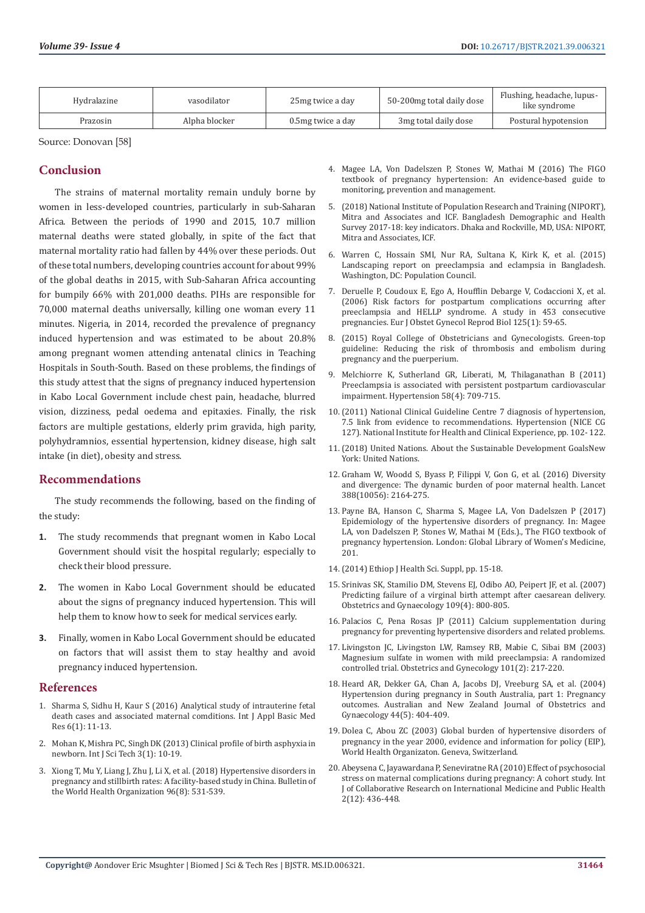| | | | | |
|---|---|---|---|---|
| Hydralazine | vasodilator | 25mg twice a day | 50-200mg total daily dose | Flushing, headache, lupus-like syndrome |
| Prazosin | Alpha blocker | 0.5mg twice a day | 3mg total daily dose | Postural hypotension |

Source: Donovan [58]

## Conclusion

The strains of maternal mortality remain unduly borne by women in less-developed countries, particularly in sub-Saharan Africa. Between the periods of 1990 and 2015, 10.7 million maternal deaths were stated globally, in spite of the fact that maternal mortality ratio had fallen by 44% over these periods. Out of these total numbers, developing countries account for about 99% of the global deaths in 2015, with Sub-Saharan Africa accounting for bumpily 66% with 201,000 deaths. PIHs are responsible for 70,000 maternal deaths universally, killing one woman every 11 minutes. Nigeria, in 2014, recorded the prevalence of pregnancy induced hypertension and was estimated to be about 20.8% among pregnant women attending antenatal clinics in Teaching Hospitals in South-South. Based on these problems, the findings of this study attest that the signs of pregnancy induced hypertension in Kabo Local Government include chest pain, headache, blurred vision, dizziness, pedal oedema and epitaxies. Finally, the risk factors are multiple gestations, elderly prim gravida, high parity, polyhydramnios, essential hypertension, kidney disease, high salt intake (in diet), obesity and stress.

## Recommendations

The study recommends the following, based on the finding of the study:

1. The study recommends that pregnant women in Kabo Local Government should visit the hospital regularly; especially to check their blood pressure.
2. The women in Kabo Local Government should be educated about the signs of pregnancy induced hypertension. This will help them to know how to seek for medical services early.
3. Finally, women in Kabo Local Government should be educated on factors that will assist them to stay healthy and avoid pregnancy induced hypertension.

## References

1. Sharma S, Sidhu H, Kaur S (2016) Analytical study of intrauterine fetal death cases and associated maternal comditions. Int J Appl Basic Med Res 6(1): 11-13.
2. Mohan K, Mishra PC, Singh DK (2013) Clinical profile of birth asphyxia in newborn. Int J Sci Tech 3(1): 10-19.
3. Xiong T, Mu Y, Liang J, Zhu J, Li X, et al. (2018) Hypertensive disorders in pregnancy and stillbirth rates: A facility-based study in China. Bulletin of the World Health Organization 96(8): 531-539.
4. Magee LA, Von Dadelszen P, Stones W, Mathai M (2016) The FIGO textbook of pregnancy hypertension: An evidence-based guide to monitoring, prevention and management.
5. (2018) National Institute of Population Research and Training (NIPORT), Mitra and Associates and ICF. Bangladesh Demographic and Health Survey 2017-18: key indicators. Dhaka and Rockville, MD, USA: NIPORT, Mitra and Associates, ICF.
6. Warren C, Hossain SMI, Nur RA, Sultana K, Kirk K, et al. (2015) Landscaping report on preeclampsia and eclampsia in Bangladesh. Washington, DC: Population Council.
7. Deruelle P, Coudoux E, Ego A, Houfflin Debarge V, Codaccioni X, et al. (2006) Risk factors for postpartum complications occurring after preeclampsia and HELLP syndrome. A study in 453 consecutive pregnancies. Eur J Obstet Gynecol Reprod Biol 125(1): 59-65.
8. (2015) Royal College of Obstetricians and Gynecologists. Green-top guideline: Reducing the risk of thrombosis and embolism during pregnancy and the puerperium.
9. Melchiorre K, Sutherland GR, Liberati, M, Thilaganathan B (2011) Preeclampsia is associated with persistent postpartum cardiovascular impairment. Hypertension 58(4): 709-715.
10. (2011) National Clinical Guideline Centre 7 diagnosis of hypertension, 7.5 link from evidence to recommendations. Hypertension (NICE CG 127). National Institute for Health and Clinical Experience, pp. 102- 122.
11. (2018) United Nations. About the Sustainable Development GoalsNew York: United Nations.
12. Graham W, Woodd S, Byass P, Filippi V, Gon G, et al. (2016) Diversity and divergence: The dynamic burden of poor maternal health. Lancet 388(10056): 2164-275.
13. Payne BA, Hanson C, Sharma S, Magee LA, Von Dadelszen P (2017) Epidemiology of the hypertensive disorders of pregnancy. In: Magee LA, von Dadelszen P, Stones W, Mathai M (Eds.)., The FIGO textbook of pregnancy hypertension. London: Global Library of Women's Medicine, 201.
14. (2014) Ethiop J Health Sci. Suppl, pp. 15-18.
15. Srinivas SK, Stamilio DM, Stevens EJ, Odibo AO, Peipert JF, et al. (2007) Predicting failure of a virginal birth attempt after caesarean delivery. Obstetrics and Gynaecology 109(4): 800-805.
16. Palacios C, Pena Rosas JP (2011) Calcium supplementation during pregnancy for preventing hypertensive disorders and related problems.
17. Livingston JC, Livingston LW, Ramsey RB, Mabie C, Sibai BM (2003) Magnesium sulfate in women with mild preeclampsia: A randomized controlled trial. Obstetrics and Gynecology 101(2): 217-220.
18. Heard AR, Dekker GA, Chan A, Jacobs DJ, Vreeburg SA, et al. (2004) Hypertension during pregnancy in South Australia, part 1: Pregnancy outcomes. Australian and New Zealand Journal of Obstetrics and Gynaecology 44(5): 404-409.
19. Dolea C, Abou ZC (2003) Global burden of hypertensive disorders of pregnancy in the year 2000, evidence and information for policy (EIP), World Health Organizaton. Geneva, Switzerland.
20. Abeysena C, Jayawardana P, Seneviratne RA (2010) Effect of psychosocial stress on maternal complications during pregnancy: A cohort study. Int J of Collaborative Research on International Medicine and Public Health 2(12): 436-448.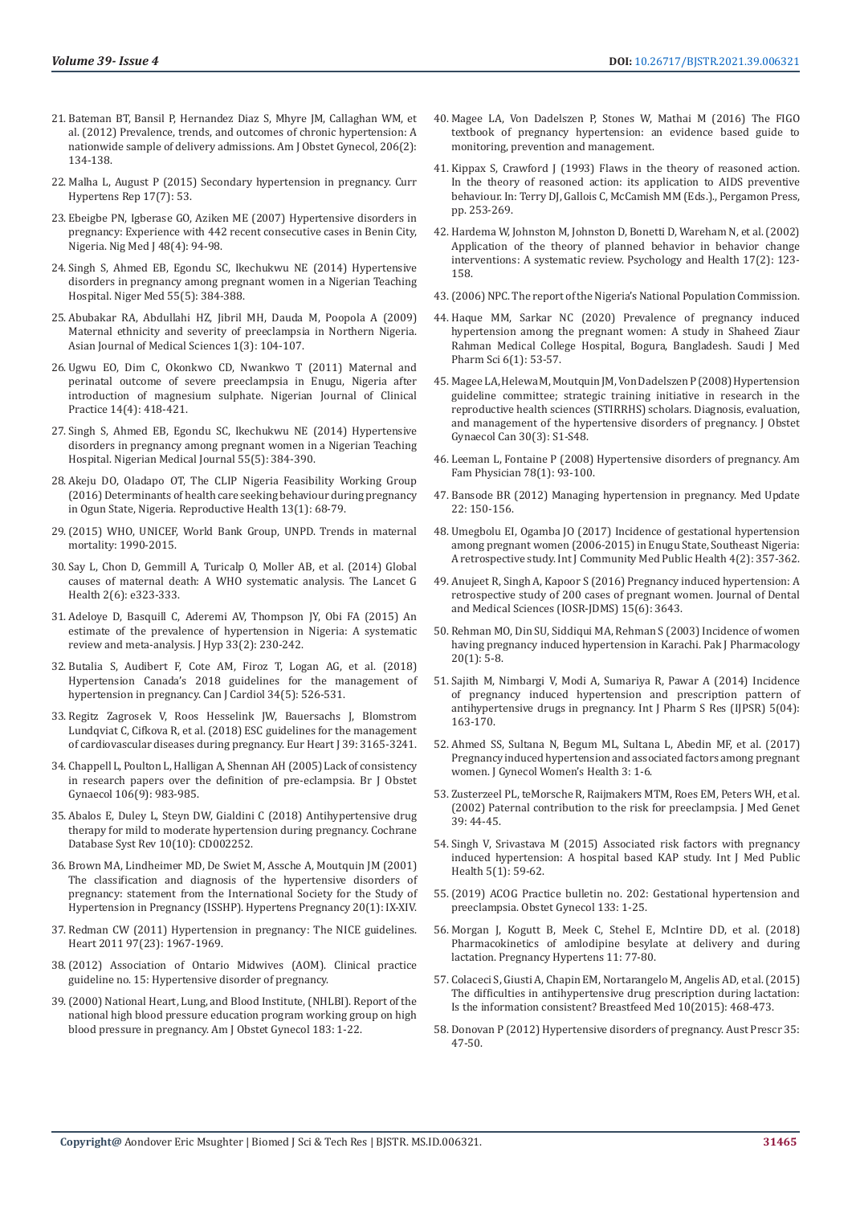21. Bateman BT, Bansil P, Hernandez Diaz S, Mhyre JM, Callaghan WM, et al. (2012) Prevalence, trends, and outcomes of chronic hypertension: A nationwide sample of delivery admissions. Am J Obstet Gynecol, 206(2): 134-138.
22. Malha L, August P (2015) Secondary hypertension in pregnancy. Curr Hypertens Rep 17(7): 53.
23. Ebeigbe PN, Igberase GO, Aziken ME (2007) Hypertensive disorders in pregnancy: Experience with 442 recent consecutive cases in Benin City, Nigeria. Nig Med J 48(4): 94-98.
24. Singh S, Ahmed EB, Egondu SC, Ikechukwu NE (2014) Hypertensive disorders in pregnancy among pregnant women in a Nigerian Teaching Hospital. Niger Med 55(5): 384-388.
25. Abubakar RA, Abdullahi HZ, Jibril MH, Dauda M, Poopola A (2009) Maternal ethnicity and severity of preeclampsia in Northern Nigeria. Asian Journal of Medical Sciences 1(3): 104-107.
26. Ugwu EO, Dim C, Okonkwo CD, Nwankwo T (2011) Maternal and perinatal outcome of severe preeclampsia in Enugu, Nigeria after introduction of magnesium sulphate. Nigerian Journal of Clinical Practice 14(4): 418-421.
27. Singh S, Ahmed EB, Egondu SC, Ikechukwu NE (2014) Hypertensive disorders in pregnancy among pregnant women in a Nigerian Teaching Hospital. Nigerian Medical Journal 55(5): 384-390.
28. Akeju DO, Oladapo OT, The CLIP Nigeria Feasibility Working Group (2016) Determinants of health care seeking behaviour during pregnancy in Ogun State, Nigeria. Reproductive Health 13(1): 68-79.
29. (2015) WHO, UNICEF, World Bank Group, UNPD. Trends in maternal mortality: 1990-2015.
30. Say L, Chon D, Gemmill A, Turicalp O, Moller AB, et al. (2014) Global causes of maternal death: A WHO systematic analysis. The Lancet G Health 2(6): e323-333.
31. Adeloye D, Basquill C, Aderemi AV, Thompson JY, Obi FA (2015) An estimate of the prevalence of hypertension in Nigeria: A systematic review and meta-analysis. J Hyp 33(2): 230-242.
32. Butalia S, Audibert F, Cote AM, Firoz T, Logan AG, et al. (2018) Hypertension Canada's 2018 guidelines for the management of hypertension in pregnancy. Can J Cardiol 34(5): 526-531.
33. Regitz Zagrosek V, Roos Hesselink JW, Bauersachs J, Blomstrom Lundqviat C, Cifkova R, et al. (2018) ESC guidelines for the management of cardiovascular diseases during pregnancy. Eur Heart J 39: 3165-3241.
34. Chappell L, Poulton L, Halligan A, Shennan AH (2005) Lack of consistency in research papers over the definition of pre-eclampsia. Br J Obstet Gynaecol 106(9): 983-985.
35. Abalos E, Duley L, Steyn DW, Gialdini C (2018) Antihypertensive drug therapy for mild to moderate hypertension during pregnancy. Cochrane Database Syst Rev 10(10): CD002252.
36. Brown MA, Lindheimer MD, De Swiet M, Assche A, Moutquin JM (2001) The classification and diagnosis of the hypertensive disorders of pregnancy: statement from the International Society for the Study of Hypertension in Pregnancy (ISSHP). Hypertens Pregnancy 20(1): IX-XIV.
37. Redman CW (2011) Hypertension in pregnancy: The NICE guidelines. Heart 2011 97(23): 1967-1969.
38. (2012) Association of Ontario Midwives (AOM). Clinical practice guideline no. 15: Hypertensive disorder of pregnancy.
39. (2000) National Heart, Lung, and Blood Institute, (NHLBI). Report of the national high blood pressure education program working group on high blood pressure in pregnancy. Am J Obstet Gynecol 183: 1-22.
40. Magee LA, Von Dadelszen P, Stones W, Mathai M (2016) The FIGO textbook of pregnancy hypertension: an evidence based guide to monitoring, prevention and management.
41. Kippax S, Crawford J (1993) Flaws in the theory of reasoned action. In the theory of reasoned action: its application to AIDS preventive behaviour. In: Terry DJ, Gallois C, McCamish MM (Eds.)., Pergamon Press, pp. 253-269.
42. Hardema W, Johnston M, Johnston D, Bonetti D, Wareham N, et al. (2002) Application of the theory of planned behavior in behavior change interventions: A systematic review. Psychology and Health 17(2): 123-158.
43. (2006) NPC. The report of the Nigeria's National Population Commission.
44. Haque MM, Sarkar NC (2020) Prevalence of pregnancy induced hypertension among the pregnant women: A study in Shaheed Ziaur Rahman Medical College Hospital, Bogura, Bangladesh. Saudi J Med Pharm Sci 6(1): 53-57.
45. Magee LA, Helewa M, Moutquin JM, Von Dadelszen P (2008) Hypertension guideline committee; strategic training initiative in research in the reproductive health sciences (STIRRHS) scholars. Diagnosis, evaluation, and management of the hypertensive disorders of pregnancy. J Obstet Gynaecol Can 30(3): S1-S48.
46. Leeman L, Fontaine P (2008) Hypertensive disorders of pregnancy. Am Fam Physician 78(1): 93-100.
47. Bansode BR (2012) Managing hypertension in pregnancy. Med Update 22: 150-156.
48. Umegbolu EI, Ogamba JO (2017) Incidence of gestational hypertension among pregnant women (2006-2015) in Enugu State, Southeast Nigeria: A retrospective study. Int J Community Med Public Health 4(2): 357-362.
49. Anujeet R, Singh A, Kapoor S (2016) Pregnancy induced hypertension: A retrospective study of 200 cases of pregnant women. Journal of Dental and Medical Sciences (IOSR-JDMS) 15(6): 3643.
50. Rehman MO, Din SU, Siddiqui MA, Rehman S (2003) Incidence of women having pregnancy induced hypertension in Karachi. Pak J Pharmacology 20(1): 5-8.
51. Sajith M, Nimbargi V, Modi A, Sumariya R, Pawar A (2014) Incidence of pregnancy induced hypertension and prescription pattern of antihypertensive drugs in pregnancy. Int J Pharm S Res (IJPSR) 5(04): 163-170.
52. Ahmed SS, Sultana N, Begum ML, Sultana L, Abedin MF, et al. (2017) Pregnancy induced hypertension and associated factors among pregnant women. J Gynecol Women's Health 3: 1-6.
53. Zusterzeel PL, teMorsche R, Raijmakers MTM, Roes EM, Peters WH, et al. (2002) Paternal contribution to the risk for preeclampsia. J Med Genet 39: 44-45.
54. Singh V, Srivastava M (2015) Associated risk factors with pregnancy induced hypertension: A hospital based KAP study. Int J Med Public Health 5(1): 59-62.
55. (2019) ACOG Practice bulletin no. 202: Gestational hypertension and preeclampsia. Obstet Gynecol 133: 1-25.
56. Morgan J, Kogutt B, Meek C, Stehel E, McIntire DD, et al. (2018) Pharmacokinetics of amlodipine besylate at delivery and during lactation. Pregnancy Hypertens 11: 77-80.
57. Colaceci S, Giusti A, Chapin EM, Nortarangelo M, Angelis AD, et al. (2015) The difficulties in antihypertensive drug prescription during lactation: Is the information consistent? Breastfeed Med 10(2015): 468-473.
58. Donovan P (2012) Hypertensive disorders of pregnancy. Aust Prescr 35: 47-50.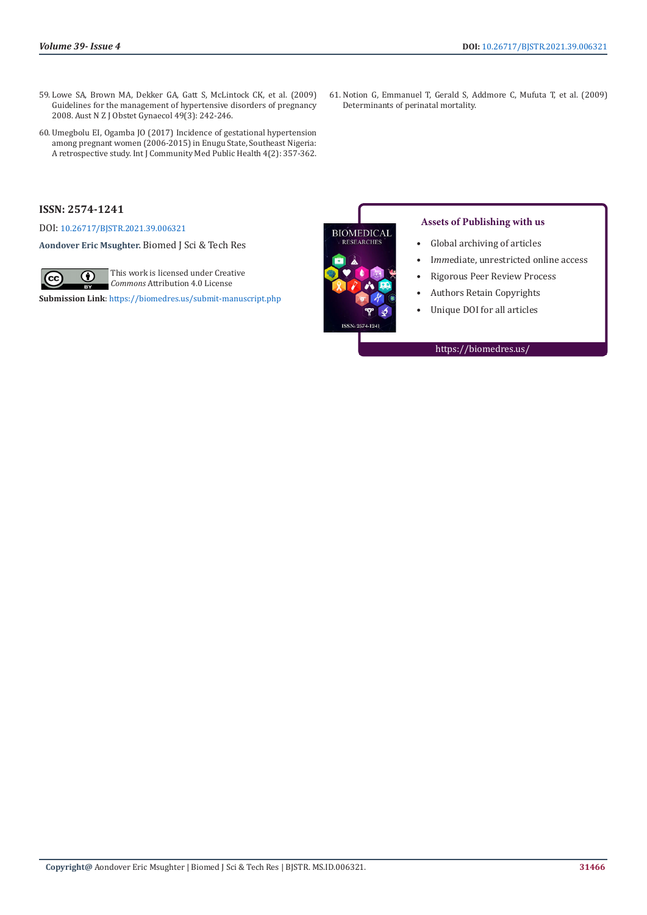59. Lowe SA, Brown MA, Dekker GA, Gatt S, McLintock CK, et al. (2009) Guidelines for the management of hypertensive disorders of pregnancy 2008. Aust N Z J Obstet Gynaecol 49(3): 242-246.
60. Umegbolu EI, Ogamba JO (2017) Incidence of gestational hypertension among pregnant women (2006-2015) in Enugu State, Southeast Nigeria: A retrospective study. Int J Community Med Public Health 4(2): 357-362.
61. Notion G, Emmanuel T, Gerald S, Addmore C, Mufuta T, et al. (2009) Determinants of perinatal mortality.

**ISSN: 2574-1241**

DOI: 10.26717/BJSTR.2021.39.006321

**Aondover Eric Msughter.** Biomed J Sci & Tech Res

This work is licensed under Creative *Commons* Attribution 4.0 License

**Submission Link**: https://biomedres.us/submit-manuscript.php

### Assets of Publishing with us

- Global archiving of articles
- Immediate, unrestricted online access
- Rigorous Peer Review Process
- Authors Retain Copyrights
- Unique DOI for all articles

https://biomedres.us/